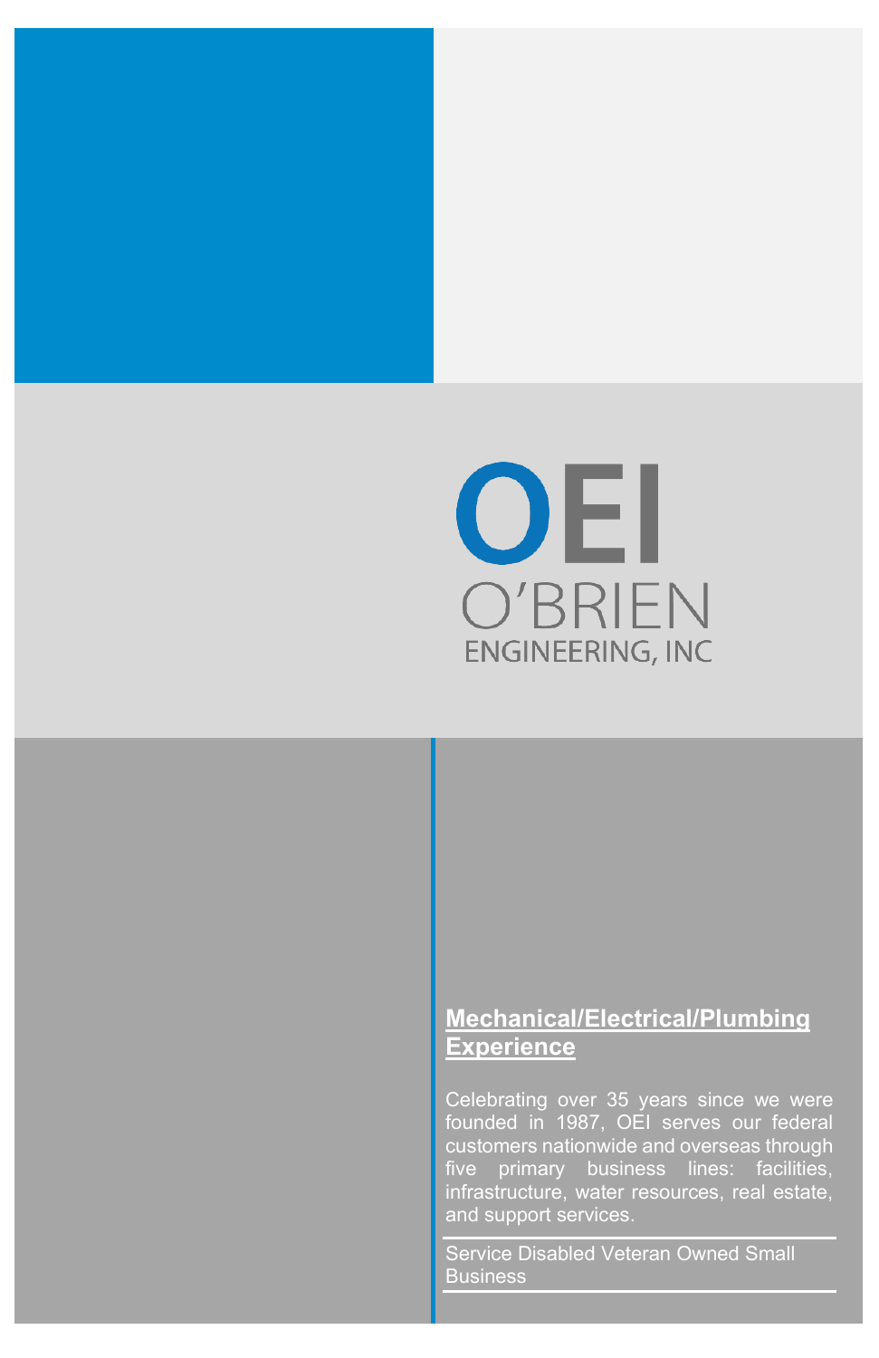# OEI

O'BRIEN ENGINEERING, INC

## Mechanical/Electrical/Plumbing Experience

Celebrating over 35 years since we were founded in 1987, OEI serves our federal customers nationwide and overseas through five primary business lines: facilities, infrastructure, water resources, real estate, and support services.

Service Disabled Veteran Owned Small Business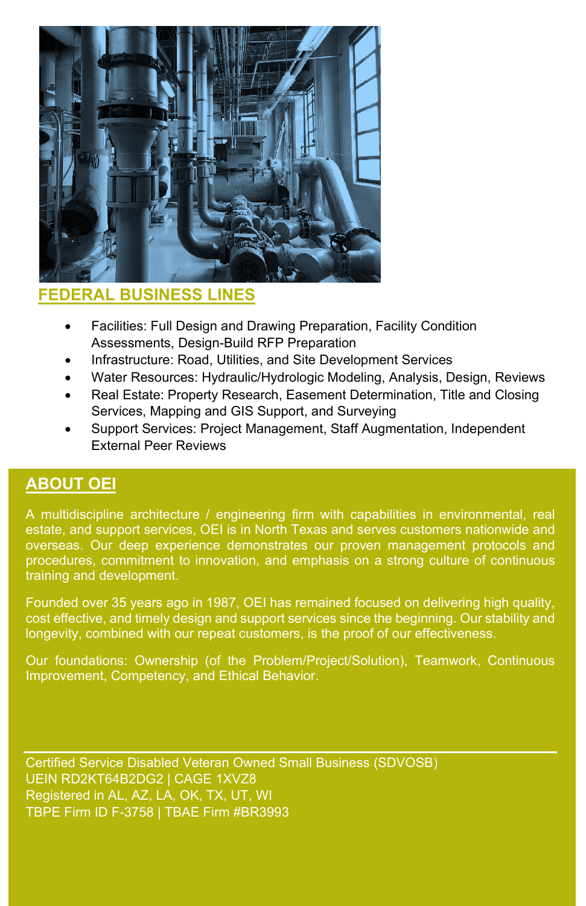## FEDERAL BUSINESS LINES

- Facilities: Full Design and Drawing Preparation, Facility Condition Assessments, Design-Build RFP Preparation
- Infrastructure: Road, Utilities, and Site Development Services
- Water Resources: Hydraulic/Hydrologic Modeling, Analysis, Design, Reviews
- Real Estate: Property Research, Easement Determination, Title and Closing Services, Mapping and GIS Support, and Surveying
- Support Services: Project Management, Staff Augmentation, Independent External Peer Reviews

## ABOUT OEI

A multidiscipline architecture / engineering firm with capabilities in environmental, real estate, and support services, OEI is in North Texas and serves customers nationwide and overseas. Our deep experience demonstrates our proven management protocols and procedures, commitment to innovation, and emphasis on a strong culture of continuous training and development.

Founded over 35 years ago in 1987, OEI has remained focused on delivering high quality, cost effective, and timely design and support services since the beginning. Our stability and longevity, combined with our repeat customers, is the proof of our effectiveness.

Our foundations: Ownership (of the Problem/Project/Solution), Teamwork, Continuous Improvement, Competency, and Ethical Behavior.

---

Certified Service Disabled Veteran Owned Small Business (SDVOSB)
UEIN RD2KT64B2DG2 | CAGE 1XVZ8
Registered in AL, AZ, LA, OK, TX, UT, WI
TBPE Firm ID F-3758 | TBAE Firm #BR3993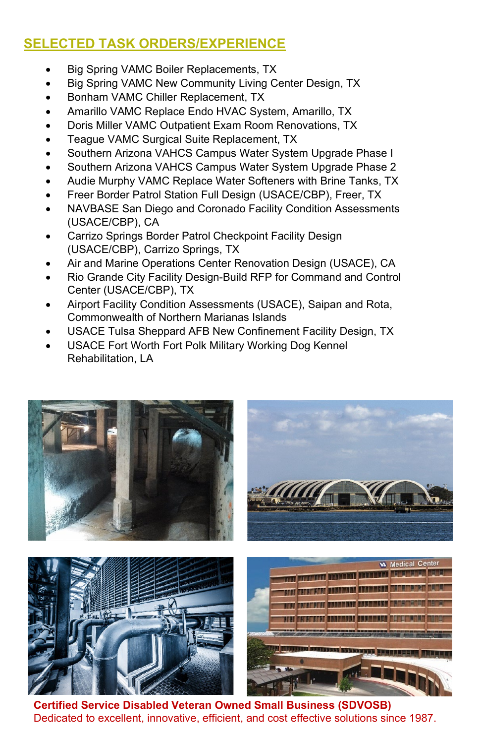## SELECTED TASK ORDERS/EXPERIENCE

- Big Spring VAMC Boiler Replacements, TX
- Big Spring VAMC New Community Living Center Design, TX
- Bonham VAMC Chiller Replacement, TX
- Amarillo VAMC Replace Endo HVAC System, Amarillo, TX
- Doris Miller VAMC Outpatient Exam Room Renovations, TX
- Teague VAMC Surgical Suite Replacement, TX
- Southern Arizona VAHCS Campus Water System Upgrade Phase I
- Southern Arizona VAHCS Campus Water System Upgrade Phase 2
- Audie Murphy VAMC Replace Water Softeners with Brine Tanks, TX
- Freer Border Patrol Station Full Design (USACE/CBP), Freer, TX
- NAVBASE San Diego and Coronado Facility Condition Assessments (USACE/CBP), CA
- Carrizo Springs Border Patrol Checkpoint Facility Design (USACE/CBP), Carrizo Springs, TX
- Air and Marine Operations Center Renovation Design (USACE), CA
- Rio Grande City Facility Design-Build RFP for Command and Control Center (USACE/CBP), TX
- Airport Facility Condition Assessments (USACE), Saipan and Rota, Commonwealth of Northern Marianas Islands
- USACE Tulsa Sheppard AFB New Confinement Facility Design, TX
- USACE Fort Worth Fort Polk Military Working Dog Kennel Rehabilitation, LA

**Certified Service Disabled Veteran Owned Small Business (SDVOSB)**

Dedicated to excellent, innovative, efficient, and cost effective solutions since 1987.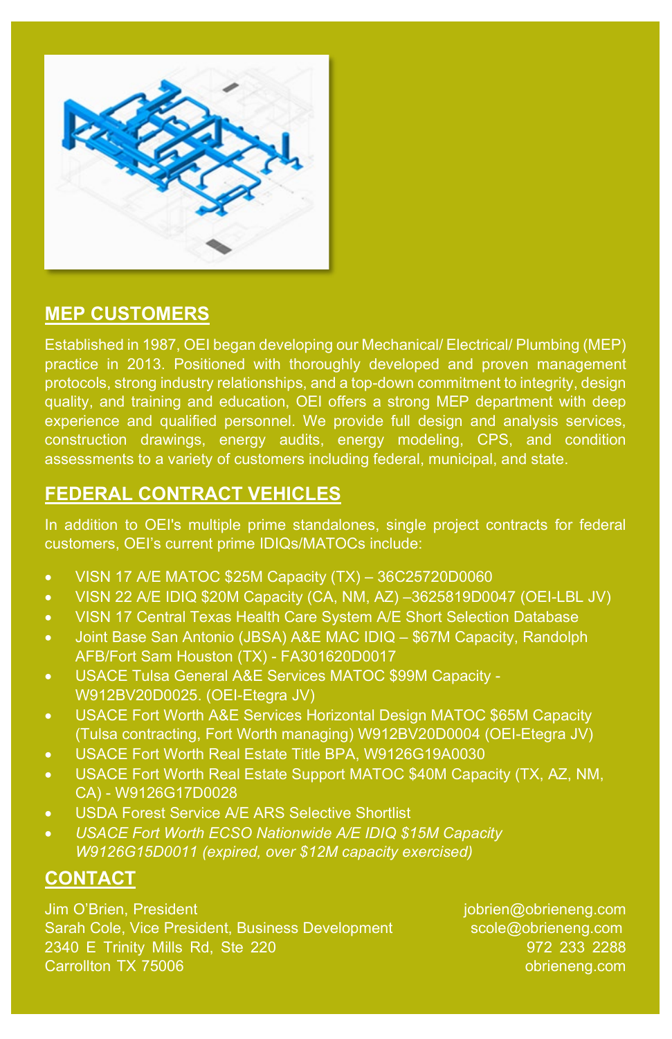## MEP CUSTOMERS

Established in 1987, OEI began developing our Mechanical/ Electrical/ Plumbing (MEP) practice in 2013. Positioned with thoroughly developed and proven management protocols, strong industry relationships, and a top-down commitment to integrity, design quality, and training and education, OEI offers a strong MEP department with deep experience and qualified personnel. We provide full design and analysis services, construction drawings, energy audits, energy modeling, CPS, and condition assessments to a variety of customers including federal, municipal, and state.

## FEDERAL CONTRACT VEHICLES

In addition to OEI's multiple prime standalones, single project contracts for federal customers, OEI's current prime IDIQs/MATOCs include:

- VISN 17 A/E MATOC $25M Capacity (TX) – 36C25720D0060
- VISN 22 A/E IDIQ $20M Capacity (CA, NM, AZ) –3625819D0047 (OEI-LBL JV)
- VISN 17 Central Texas Health Care System A/E Short Selection Database
- Joint Base San Antonio (JBSA) A&E MAC IDIQ – $67M Capacity, Randolph AFB/Fort Sam Houston (TX) - FA301620D0017
- USACE Tulsa General A&E Services MATOC $99M Capacity - W912BV20D0025. (OEI-Etegra JV)
- USACE Fort Worth A&E Services Horizontal Design MATOC $65M Capacity (Tulsa contracting, Fort Worth managing) W912BV20D0004 (OEI-Etegra JV)
- USACE Fort Worth Real Estate Title BPA, W9126G19A0030
- USACE Fort Worth Real Estate Support MATOC $40M Capacity (TX, AZ, NM, CA) - W9126G17D0028
- USDA Forest Service A/E ARS Selective Shortlist
- *USACE Fort Worth ECSO Nationwide A/E IDIQ $15M Capacity W9126G15D0011 (expired, over $12M capacity exercised)*

## CONTACT

Jim O'Brien, President — jobrien@obrieneng.com
Sarah Cole, Vice President, Business Development — scole@obrieneng.com
2340 E Trinity Mills Rd, Ste 220 — 972 233 2288
Carrollton TX 75006 — obrieneng.com